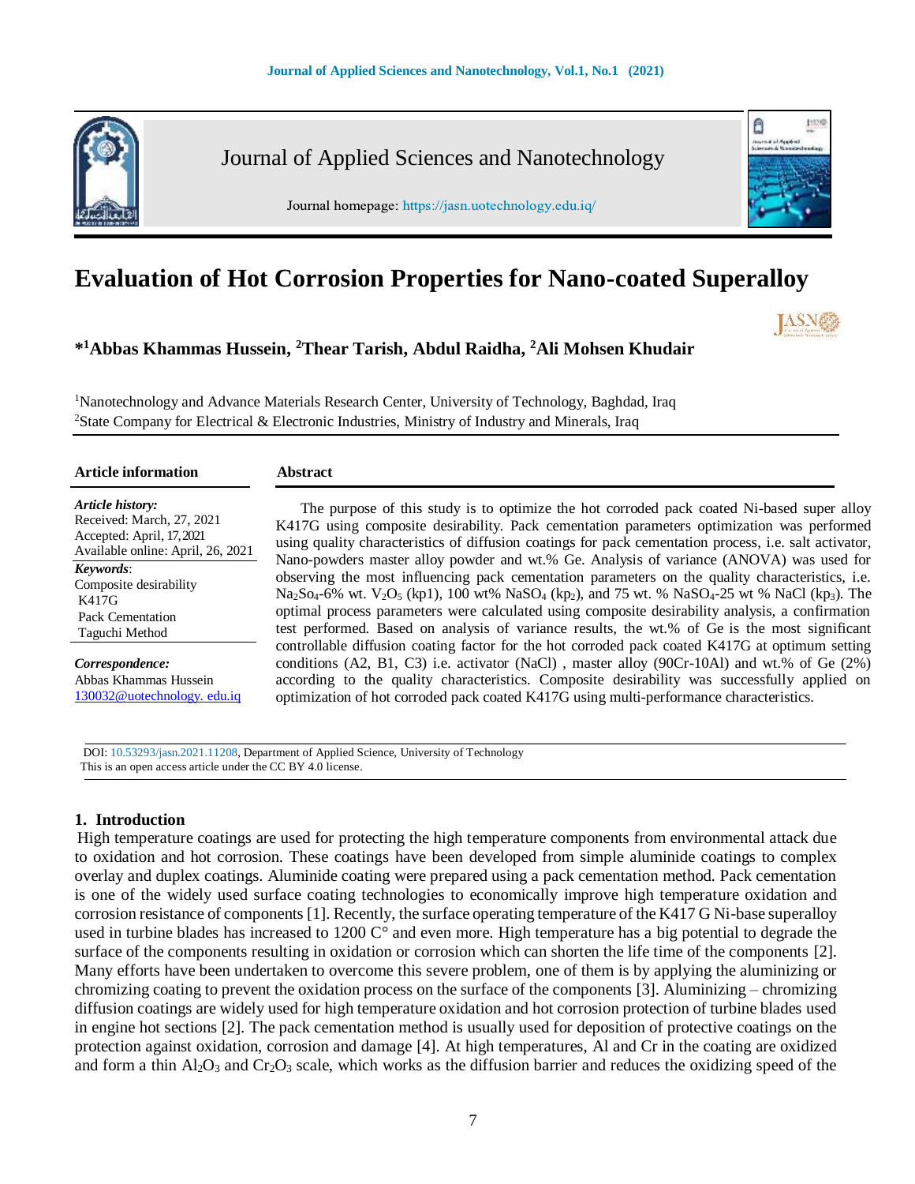# Evaluation of Hot Corrosion Properties for Nano-coated Superalloy

**\*[1]Abbas Khammas Hussein, [2]Thear Tarish, Abdul Raidha, [2]Ali Mohsen Khudair**

[1]Nanotechnology and Advance Materials Research Center, University of Technology, Baghdad, Iraq
[2]State Company for Electrical & Electronic Industries, Ministry of Industry and Minerals, Iraq

**Article information**

*Article history:*
Received: March, 27, 2021
Accepted: April, 17, 2021
Available online: April, 26, 2021

*Keywords*:
Composite desirability
K417G
Pack Cementation
Taguchi Method

*Correspondence:*
Abbas Khammas Hussein
130032@uotechnology. edu.iq

**Abstract**

The purpose of this study is to optimize the hot corroded pack coated Ni-based super alloy K417G using composite desirability. Pack cementation parameters optimization was performed using quality characteristics of diffusion coatings for pack cementation process, i.e. salt activator, Nano-powders master alloy powder and wt.% Ge. Analysis of variance (ANOVA) was used for observing the most influencing pack cementation parameters on the quality characteristics, i.e. $Na_2So_4$-6% wt. $V_2O_5$ (kp1), 100 wt% $NaSO_4$ ($kp_2$), and 75 wt. % $NaSO_4$-25 wt % NaCl ($kp_3$). The optimal process parameters were calculated using composite desirability analysis, a confirmation test performed. Based on analysis of variance results, the wt.% of Ge is the most significant controllable diffusion coating factor for the hot corroded pack coated K417G at optimum setting conditions (A2, B1, C3) i.e. activator (NaCl) , master alloy (90Cr-10Al) and wt.% of Ge (2%) according to the quality characteristics. Composite desirability was successfully applied on optimization of hot corroded pack coated K417G using multi-performance characteristics.

DOI: 10.53293/jasn.2021.11208, Department of Applied Science, University of Technology
This is an open access article under the CC BY 4.0 license.

## 1. Introduction

High temperature coatings are used for protecting the high temperature components from environmental attack due to oxidation and hot corrosion. These coatings have been developed from simple aluminide coatings to complex overlay and duplex coatings. Aluminide coating were prepared using a pack cementation method. Pack cementation is one of the widely used surface coating technologies to economically improve high temperature oxidation and corrosion resistance of components [1]. Recently, the surface operating temperature of the K417 G Ni-base superalloy used in turbine blades has increased to 1200 C° and even more. High temperature has a big potential to degrade the surface of the components resulting in oxidation or corrosion which can shorten the life time of the components [2]. Many efforts have been undertaken to overcome this severe problem, one of them is by applying the aluminizing or chromizing coating to prevent the oxidation process on the surface of the components [3]. Aluminizing – chromizing diffusion coatings are widely used for high temperature oxidation and hot corrosion protection of turbine blades used in engine hot sections [2]. The pack cementation method is usually used for deposition of protective coatings on the protection against oxidation, corrosion and damage [4]. At high temperatures, Al and Cr in the coating are oxidized and form a thin $Al_2O_3$ and $Cr_2O_3$ scale, which works as the diffusion barrier and reduces the oxidizing speed of the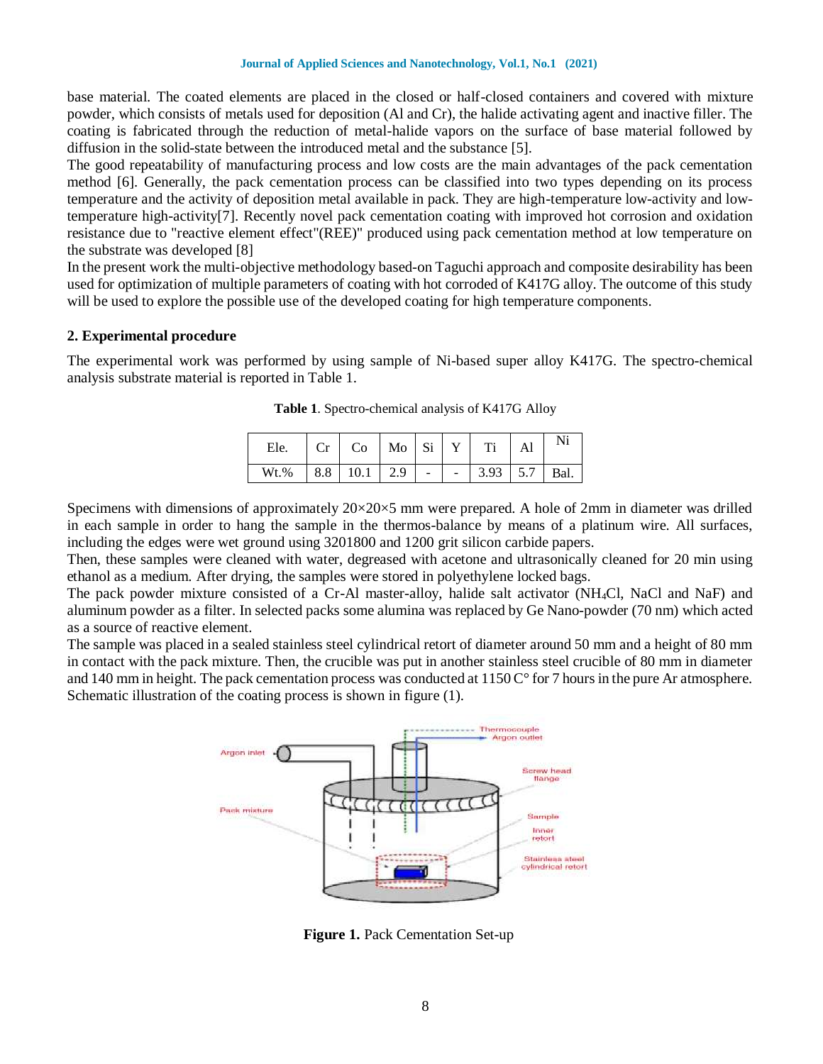base material. The coated elements are placed in the closed or half-closed containers and covered with mixture powder, which consists of metals used for deposition (Al and Cr), the halide activating agent and inactive filler. The coating is fabricated through the reduction of metal-halide vapors on the surface of base material followed by diffusion in the solid-state between the introduced metal and the substance [5].

The good repeatability of manufacturing process and low costs are the main advantages of the pack cementation method [6]. Generally, the pack cementation process can be classified into two types depending on its process temperature and the activity of deposition metal available in pack. They are high-temperature low-activity and low-temperature high-activity[7]. Recently novel pack cementation coating with improved hot corrosion and oxidation resistance due to "reactive element effect"(REE)" produced using pack cementation method at low temperature on the substrate was developed [8]

In the present work the multi-objective methodology based-on Taguchi approach and composite desirability has been used for optimization of multiple parameters of coating with hot corroded of K417G alloy. The outcome of this study will be used to explore the possible use of the developed coating for high temperature components.

## 2. Experimental procedure

The experimental work was performed by using sample of Ni-based super alloy K417G. The spectro-chemical analysis substrate material is reported in Table 1.

**Table 1**. Spectro-chemical analysis of K417G Alloy

| Ele. | Cr | Co | Mo | Si | Y | Ti | Al | Ni |
|---|---|---|---|---|---|---|---|---|
| Wt.% | 8.8 | 10.1 | 2.9 | - | - | 3.93 | 5.7 | Bal. |

Specimens with dimensions of approximately 20×20×5 mm were prepared. A hole of 2mm in diameter was drilled in each sample in order to hang the sample in the thermos-balance by means of a platinum wire. All surfaces, including the edges were wet ground using 3201800 and 1200 grit silicon carbide papers.

Then, these samples were cleaned with water, degreased with acetone and ultrasonically cleaned for 20 min using ethanol as a medium. After drying, the samples were stored in polyethylene locked bags.

The pack powder mixture consisted of a Cr-Al master-alloy, halide salt activator ($NH_4Cl$, NaCl and NaF) and aluminum powder as a filter. In selected packs some alumina was replaced by Ge Nano-powder (70 nm) which acted as a source of reactive element.

The sample was placed in a sealed stainless steel cylindrical retort of diameter around 50 mm and a height of 80 mm in contact with the pack mixture. Then, the crucible was put in another stainless steel crucible of 80 mm in diameter and 140 mm in height. The pack cementation process was conducted at 1150 C° for 7 hours in the pure Ar atmosphere. Schematic illustration of the coating process is shown in figure (1).

**Figure 1.** Pack Cementation Set-up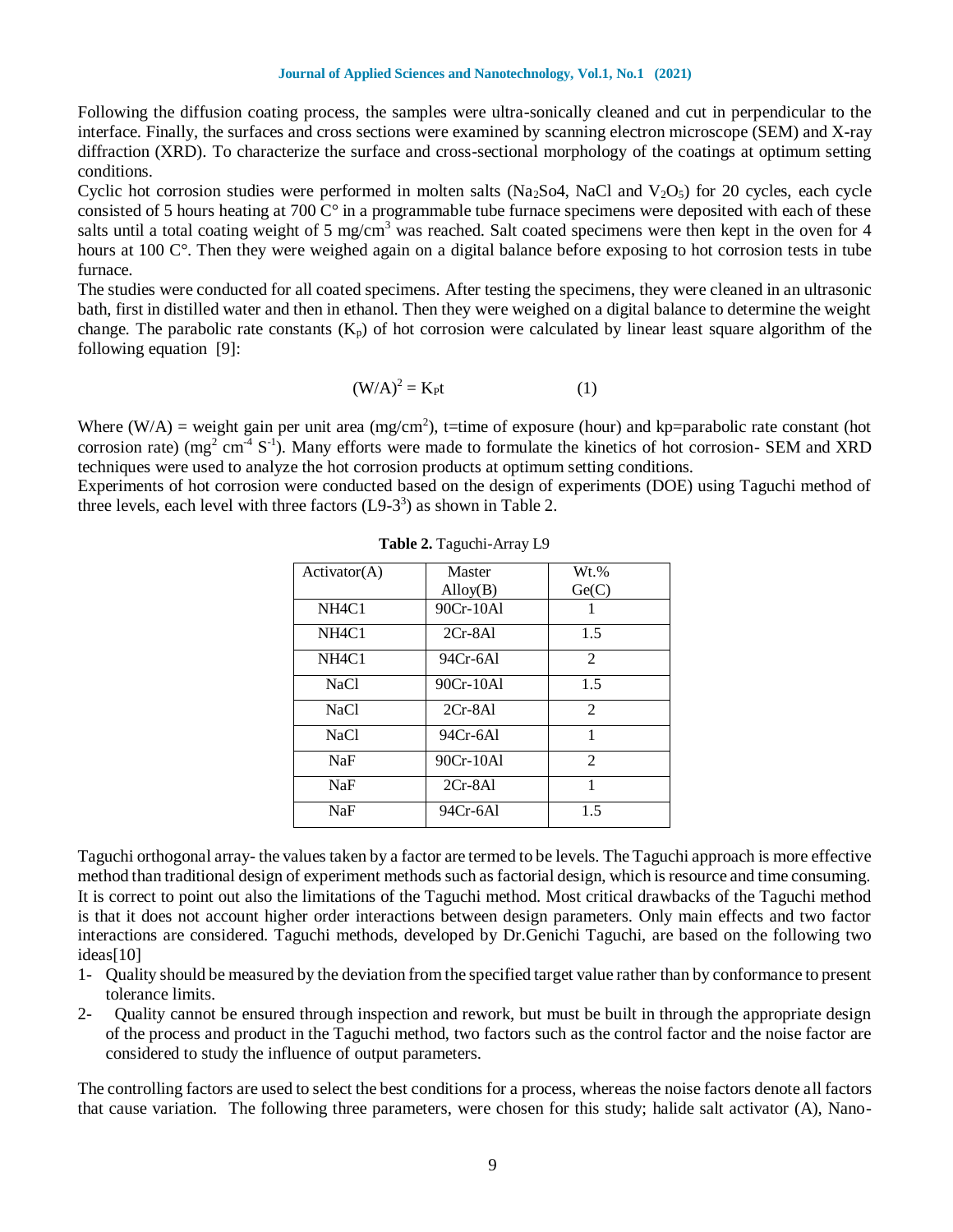Following the diffusion coating process, the samples were ultra-sonically cleaned and cut in perpendicular to the interface. Finally, the surfaces and cross sections were examined by scanning electron microscope (SEM) and X-ray diffraction (XRD). To characterize the surface and cross-sectional morphology of the coatings at optimum setting conditions.

Cyclic hot corrosion studies were performed in molten salts ($Na_2So4$, NaCl and $V_2O_5$) for 20 cycles, each cycle consisted of 5 hours heating at 700 C° in a programmable tube furnace specimens were deposited with each of these salts until a total coating weight of 5 mg/cm$^3$ was reached. Salt coated specimens were then kept in the oven for 4 hours at 100 C°. Then they were weighed again on a digital balance before exposing to hot corrosion tests in tube furnace.

The studies were conducted for all coated specimens. After testing the specimens, they were cleaned in an ultrasonic bath, first in distilled water and then in ethanol. Then they were weighed on a digital balance to determine the weight change. The parabolic rate constants ($K_p$) of hot corrosion were calculated by linear least square algorithm of the following equation [9]:

$$(W/A)^2 = K_p t \qquad (1)$$

Where (W/A) = weight gain per unit area (mg/cm$^2$), t=time of exposure (hour) and kp=parabolic rate constant (hot corrosion rate) (mg$^2$ cm$^{-4}$ S$^{-1}$). Many efforts were made to formulate the kinetics of hot corrosion- SEM and XRD techniques were used to analyze the hot corrosion products at optimum setting conditions.

Experiments of hot corrosion were conducted based on the design of experiments (DOE) using Taguchi method of three levels, each level with three factors (L9-3$^3$) as shown in Table 2.

**Table 2.** Taguchi-Array L9

| Activator(A) | Master Alloy(B) | Wt.% Ge(C) |
|---|---|---|
| NH4C1 | 90Cr-10Al | 1 |
| NH4C1 | 2Cr-8Al | 1.5 |
| NH4C1 | 94Cr-6Al | 2 |
| NaCl | 90Cr-10Al | 1.5 |
| NaCl | 2Cr-8Al | 2 |
| NaCl | 94Cr-6Al | 1 |
| NaF | 90Cr-10Al | 2 |
| NaF | 2Cr-8Al | 1 |
| NaF | 94Cr-6Al | 1.5 |

Taguchi orthogonal array- the values taken by a factor are termed to be levels. The Taguchi approach is more effective method than traditional design of experiment methods such as factorial design, which is resource and time consuming. It is correct to point out also the limitations of the Taguchi method. Most critical drawbacks of the Taguchi method is that it does not account higher order interactions between design parameters. Only main effects and two factor interactions are considered. Taguchi methods, developed by Dr.Genichi Taguchi, are based on the following two ideas[10]

1- Quality should be measured by the deviation from the specified target value rather than by conformance to present tolerance limits.
2- Quality cannot be ensured through inspection and rework, but must be built in through the appropriate design of the process and product in the Taguchi method, two factors such as the control factor and the noise factor are considered to study the influence of output parameters.

The controlling factors are used to select the best conditions for a process, whereas the noise factors denote all factors that cause variation. The following three parameters, were chosen for this study; halide salt activator (A), Nano-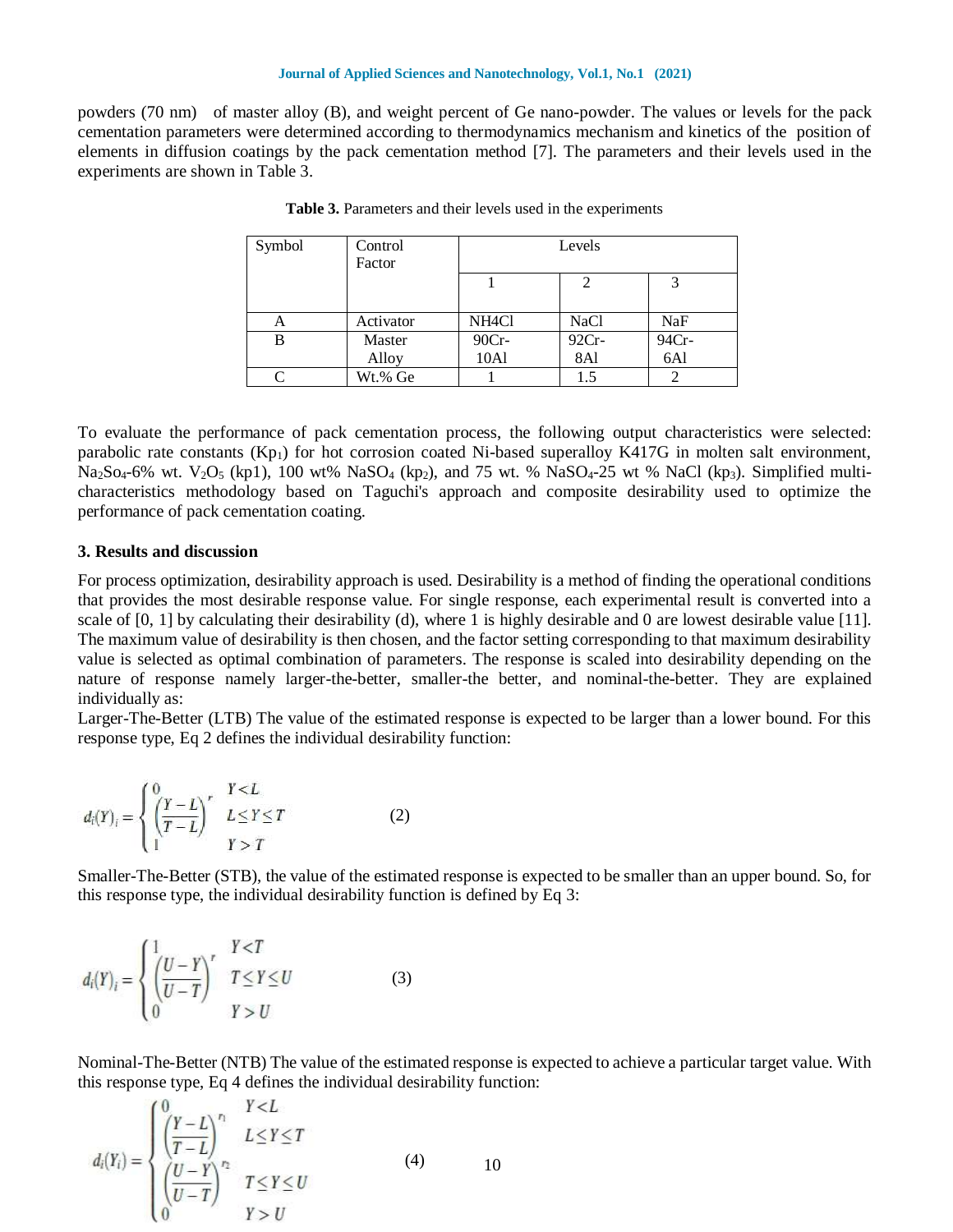powders (70 nm) of master alloy (B), and weight percent of Ge nano-powder. The values or levels for the pack cementation parameters were determined according to thermodynamics mechanism and kinetics of the position of elements in diffusion coatings by the pack cementation method [7]. The parameters and their levels used in the experiments are shown in Table 3.

**Table 3.** Parameters and their levels used in the experiments

| Symbol | Control Factor | Levels | | |
|---|---|---|---|---|
| | | 1 | 2 | 3 |
| A | Activator | NH4Cl | NaCl | NaF |
| B | Master Alloy | 90Cr-10Al | 92Cr-8Al | 94Cr-6Al |
| C | Wt.% Ge | 1 | 1.5 | 2 |

To evaluate the performance of pack cementation process, the following output characteristics were selected: parabolic rate constants ($Kp_1$) for hot corrosion coated Ni-based superalloy K417G in molten salt environment, $Na_2So_4$-6% wt. $V_2O_5$ (kp1), 100 wt% $NaSO_4$ ($kp_2$), and 75 wt. % $NaSO_4$-25 wt % NaCl ($kp_3$). Simplified multi-characteristics methodology based on Taguchi's approach and composite desirability used to optimize the performance of pack cementation coating.

## 3. Results and discussion

For process optimization, desirability approach is used. Desirability is a method of finding the operational conditions that provides the most desirable response value. For single response, each experimental result is converted into a scale of [0, 1] by calculating their desirability (d), where 1 is highly desirable and 0 are lowest desirable value [11]. The maximum value of desirability is then chosen, and the factor setting corresponding to that maximum desirability value is selected as optimal combination of parameters. The response is scaled into desirability depending on the nature of response namely larger-the-better, smaller-the better, and nominal-the-better. They are explained individually as:

Larger-The-Better (LTB) The value of the estimated response is expected to be larger than a lower bound. For this response type, Eq 2 defines the individual desirability function:

$$d_i(Y)_i = \begin{cases} 0 & Y < L \\ \left(\dfrac{Y-L}{T-L}\right)^r & L \leq Y \leq T \\ 1 & Y > T \end{cases} \tag{2}$$

Smaller-The-Better (STB), the value of the estimated response is expected to be smaller than an upper bound. So, for this response type, the individual desirability function is defined by Eq 3:

$$d_i(Y)_i = \begin{cases} 1 & Y < T \\ \left(\dfrac{U-Y}{U-T}\right)^r & T \leq Y \leq U \\ 0 & Y > U \end{cases} \tag{3}$$

Nominal-The-Better (NTB) The value of the estimated response is expected to achieve a particular target value. With this response type, Eq 4 defines the individual desirability function:

$$d_i(Y_i) = \begin{cases} 0 & Y < L \\ \left(\dfrac{Y-L}{T-L}\right)^{r_1} & L \leq Y \leq T \\ \left(\dfrac{U-Y}{U-T}\right)^{r_2} & T \leq Y \leq U \\ 0 & Y > U \end{cases} \tag{4}$$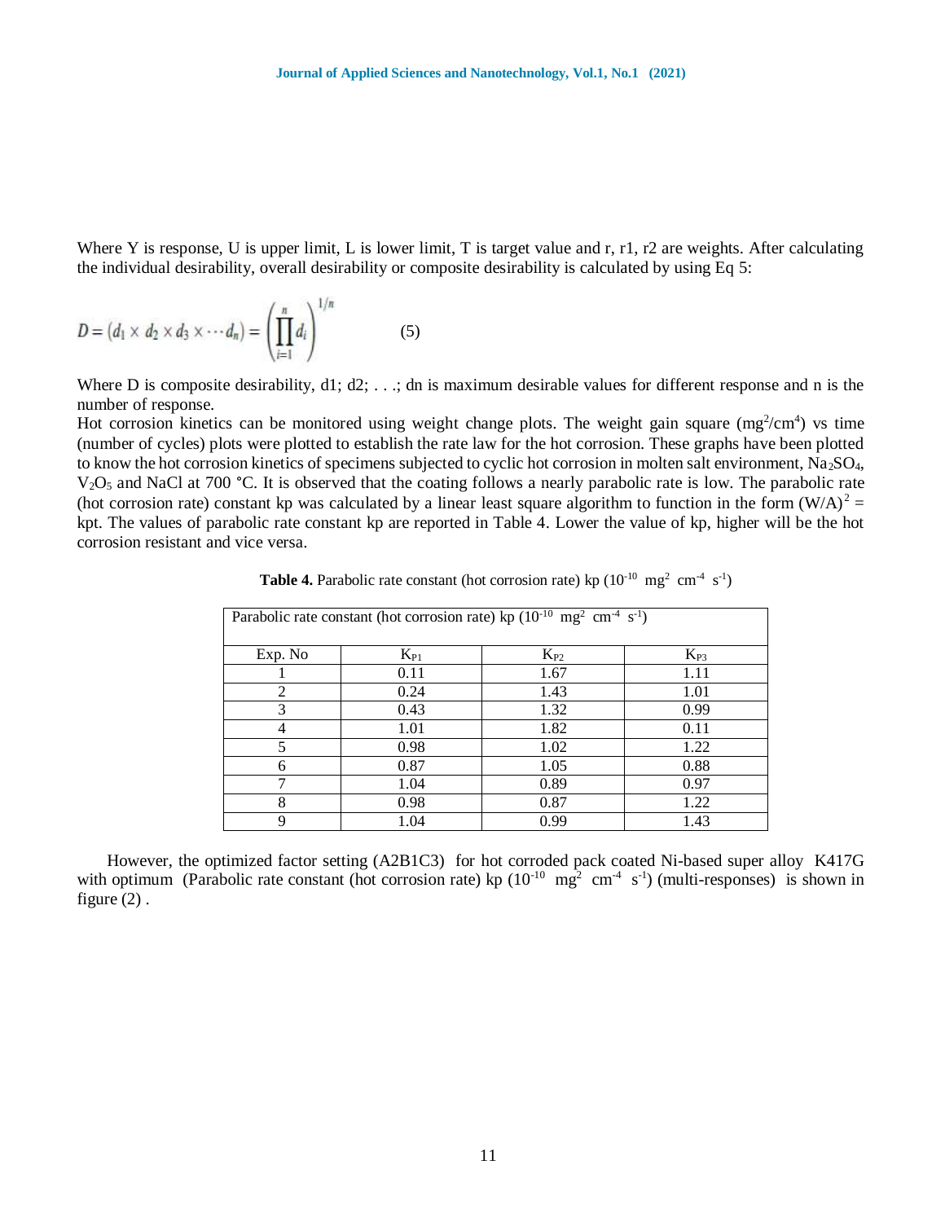Where Y is response, U is upper limit, L is lower limit, T is target value and r, r1, r2 are weights. After calculating the individual desirability, overall desirability or composite desirability is calculated by using Eq 5:

$$D = (d_1 \times d_2 \times d_3 \times \cdots d_n) = \left( \prod_{i=1}^{n} d_i \right)^{1/n} \qquad (5)$$

Where D is composite desirability, d1; d2; . . .; dn is maximum desirable values for different response and n is the number of response.

Hot corrosion kinetics can be monitored using weight change plots. The weight gain square ($mg^2/cm^4$) vs time (number of cycles) plots were plotted to establish the rate law for the hot corrosion. These graphs have been plotted to know the hot corrosion kinetics of specimens subjected to cyclic hot corrosion in molten salt environment, $Na_2SO_4$, $V_2O_5$ and NaCl at 700 °C. It is observed that the coating follows a nearly parabolic rate is low. The parabolic rate (hot corrosion rate) constant kp was calculated by a linear least square algorithm to function in the form $(W/A)^2 = kpt$. The values of parabolic rate constant kp are reported in Table 4. Lower the value of kp, higher will be the hot corrosion resistant and vice versa.

**Table 4.** Parabolic rate constant (hot corrosion rate) kp ($10^{-10}$ $mg^2$ $cm^{-4}$ $s^{-1}$)

| Parabolic rate constant (hot corrosion rate) kp ($10^{-10}$ $mg^2$ $cm^{-4}$ $s^{-1}$) | | | |
|---|---|---|---|
| Exp. No | $K_{P1}$ | $K_{P2}$ | $K_{P3}$ |
| 1 | 0.11 | 1.67 | 1.11 |
| 2 | 0.24 | 1.43 | 1.01 |
| 3 | 0.43 | 1.32 | 0.99 |
| 4 | 1.01 | 1.82 | 0.11 |
| 5 | 0.98 | 1.02 | 1.22 |
| 6 | 0.87 | 1.05 | 0.88 |
| 7 | 1.04 | 0.89 | 0.97 |
| 8 | 0.98 | 0.87 | 1.22 |
| 9 | 1.04 | 0.99 | 1.43 |

However, the optimized factor setting (A2B1C3) for hot corroded pack coated Ni-based super alloy K417G with optimum (Parabolic rate constant (hot corrosion rate) kp ($10^{-10}$ $mg^2$ $cm^{-4}$ $s^{-1}$) (multi-responses) is shown in figure (2) .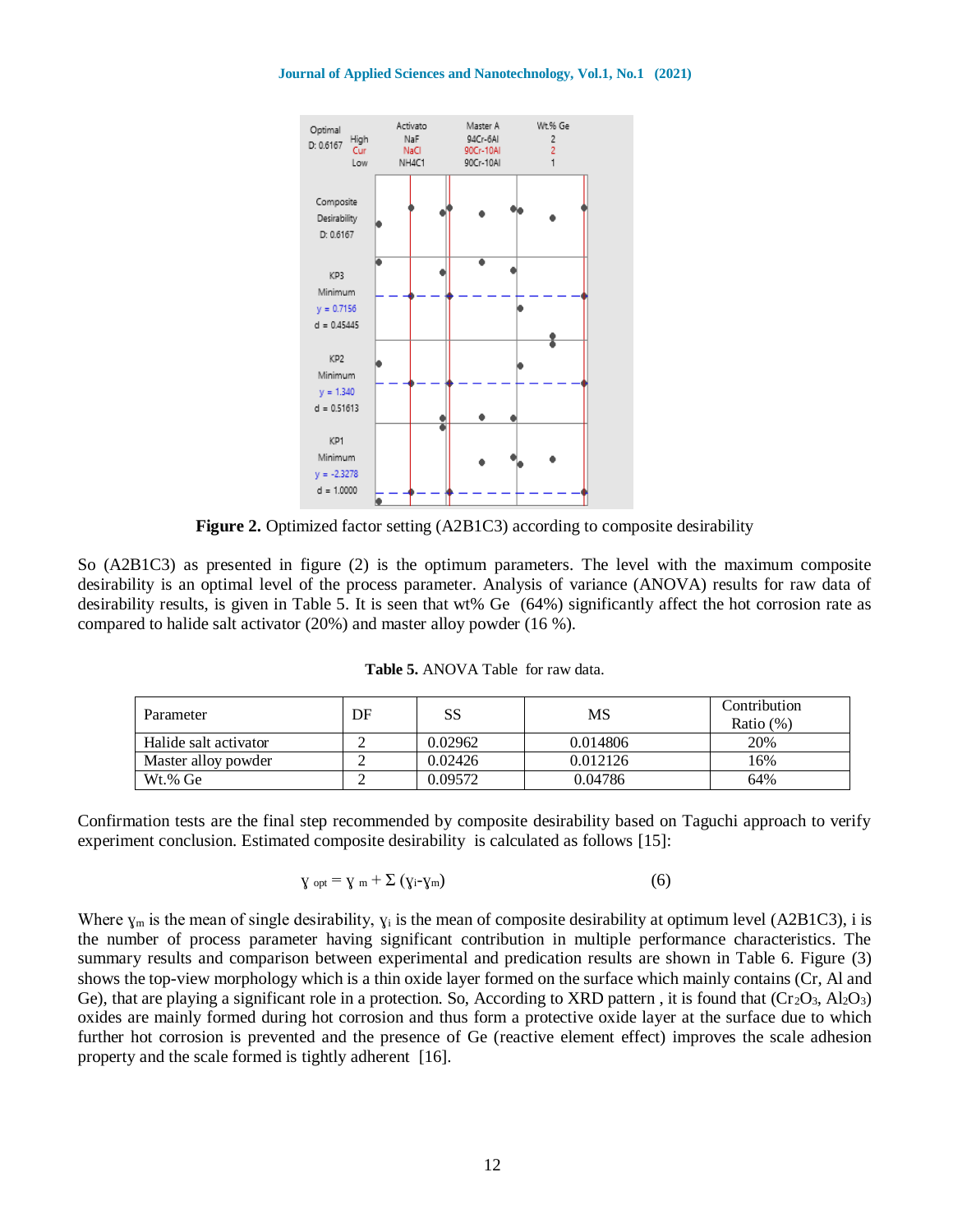**Figure 2.** Optimized factor setting (A2B1C3) according to composite desirability

So (A2B1C3) as presented in figure (2) is the optimum parameters. The level with the maximum composite desirability is an optimal level of the process parameter. Analysis of variance (ANOVA) results for raw data of desirability results, is given in Table 5. It is seen that wt% Ge (64%) significantly affect the hot corrosion rate as compared to halide salt activator (20%) and master alloy powder (16 %).

**Table 5.** ANOVA Table for raw data.

| Parameter | DF | SS | MS | Contribution Ratio (%) |
|---|---|---|---|---|
| Halide salt activator | 2 | 0.02962 | 0.014806 | 20% |
| Master alloy powder | 2 | 0.02426 | 0.012126 | 16% |
| Wt.% Ge | 2 | 0.09572 | 0.04786 | 64% |

Confirmation tests are the final step recommended by composite desirability based on Taguchi approach to verify experiment conclusion. Estimated composite desirability is calculated as follows [15]:

$$\gamma_{opt} = \gamma_m + \Sigma (\gamma_i - \gamma_m) \tag{6}$$

Where $\gamma_m$ is the mean of single desirability, $\gamma_i$ is the mean of composite desirability at optimum level (A2B1C3), i is the number of process parameter having significant contribution in multiple performance characteristics. The summary results and comparison between experimental and predication results are shown in Table 6. Figure (3) shows the top-view morphology which is a thin oxide layer formed on the surface which mainly contains (Cr, Al and Ge), that are playing a significant role in a protection. So, According to XRD pattern , it is found that ($Cr_2O_3$, $Al_2O_3$) oxides are mainly formed during hot corrosion and thus form a protective oxide layer at the surface due to which further hot corrosion is prevented and the presence of Ge (reactive element effect) improves the scale adhesion property and the scale formed is tightly adherent [16].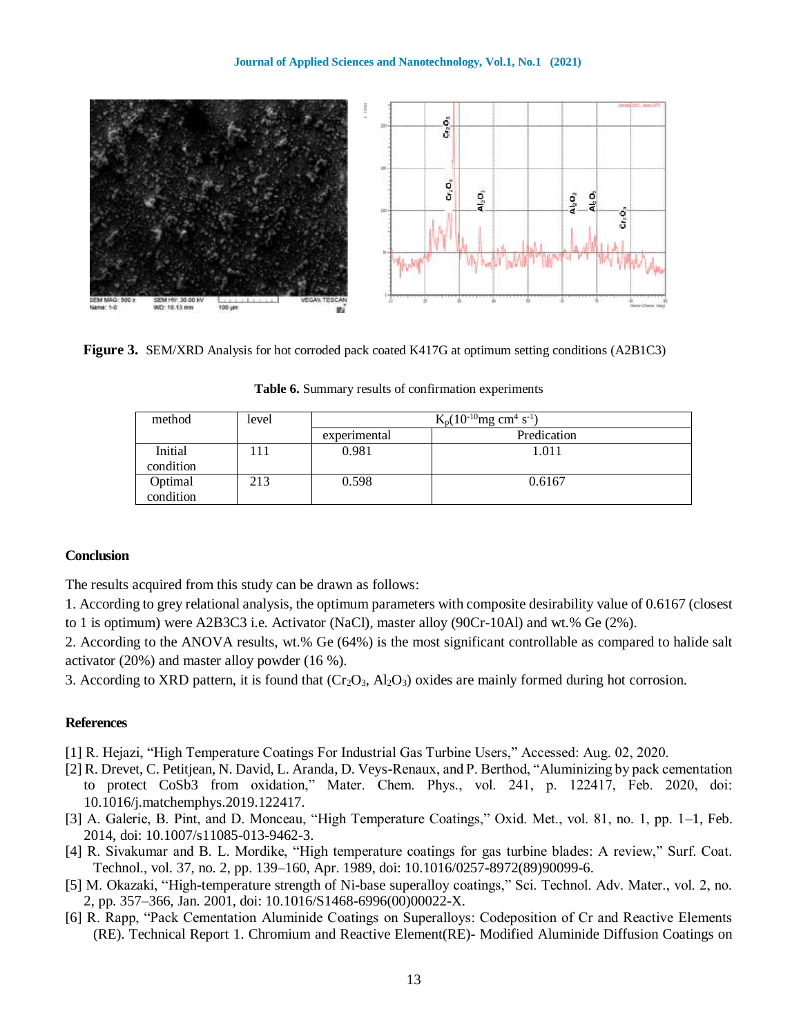**Figure 3.** SEM/XRD Analysis for hot corroded pack coated K417G at optimum setting conditions (A2B1C3)

**Table 6.** Summary results of confirmation experiments

| method | level | $K_p(10^{-10}mg\ cm^4\ s^{-1})$ | |
|---|---|---|---|
| | | experimental | Predication |
| Initial condition | 111 | 0.981 | 1.011 |
| Optimal condition | 213 | 0.598 | 0.6167 |

## Conclusion

The results acquired from this study can be drawn as follows:

1. According to grey relational analysis, the optimum parameters with composite desirability value of 0.6167 (closest to 1 is optimum) were A2B3C3 i.e. Activator (NaCl), master alloy (90Cr-10Al) and wt.% Ge (2%).
2. According to the ANOVA results, wt.% Ge (64%) is the most significant controllable as compared to halide salt activator (20%) and master alloy powder (16 %).
3. According to XRD pattern, it is found that ($Cr_2O_3$, $Al_2O_3$) oxides are mainly formed during hot corrosion.

## References

[1] R. Hejazi, "High Temperature Coatings For Industrial Gas Turbine Users," Accessed: Aug. 02, 2020.

[2] R. Drevet, C. Petitjean, N. David, L. Aranda, D. Veys-Renaux, and P. Berthod, "Aluminizing by pack cementation to protect CoSb3 from oxidation," Mater. Chem. Phys., vol. 241, p. 122417, Feb. 2020, doi: 10.1016/j.matchemphys.2019.122417.

[3] A. Galerie, B. Pint, and D. Monceau, "High Temperature Coatings," Oxid. Met., vol. 81, no. 1, pp. 1–1, Feb. 2014, doi: 10.1007/s11085-013-9462-3.

[4] R. Sivakumar and B. L. Mordike, "High temperature coatings for gas turbine blades: A review," Surf. Coat. Technol., vol. 37, no. 2, pp. 139–160, Apr. 1989, doi: 10.1016/0257-8972(89)90099-6.

[5] M. Okazaki, "High-temperature strength of Ni-base superalloy coatings," Sci. Technol. Adv. Mater., vol. 2, no. 2, pp. 357–366, Jan. 2001, doi: 10.1016/S1468-6996(00)00022-X.

[6] R. Rapp, "Pack Cementation Aluminide Coatings on Superalloys: Codeposition of Cr and Reactive Elements (RE). Technical Report 1. Chromium and Reactive Element(RE)- Modified Aluminide Diffusion Coatings on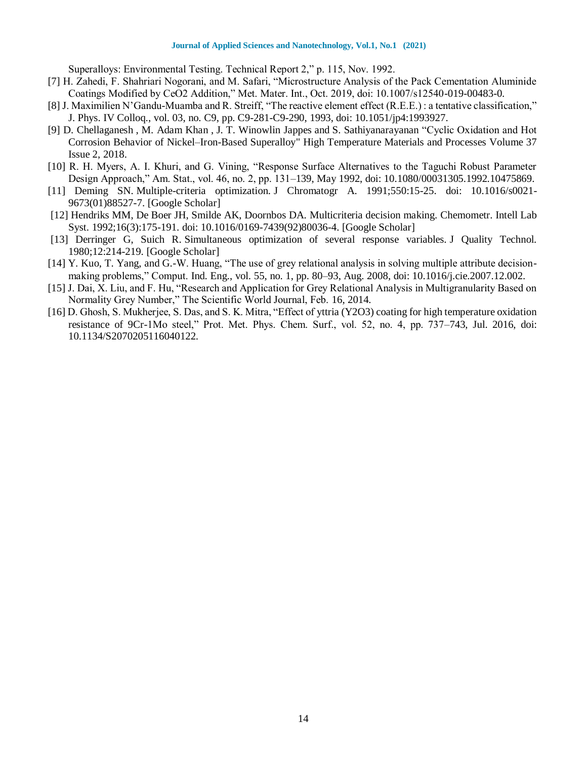Superalloys: Environmental Testing. Technical Report 2," p. 115, Nov. 1992.

[7] H. Zahedi, F. Shahriari Nogorani, and M. Safari, "Microstructure Analysis of the Pack Cementation Aluminide Coatings Modified by $CeO_2$ Addition," Met. Mater. Int., Oct. 2019, doi: 10.1007/s12540-019-00483-0.

[8] J. Maximilien N'Gandu-Muamba and R. Streiff, "The reactive element effect (R.E.E.) : a tentative classification," J. Phys. IV Colloq., vol. 03, no. C9, pp. C9-281-C9-290, 1993, doi: 10.1051/jp4:1993927.

[9] D. Chellaganesh , M. Adam Khan , J. T. Winowlin Jappes and S. Sathiyanarayanan "Cyclic Oxidation and Hot Corrosion Behavior of Nickel–Iron-Based Superalloy" High Temperature Materials and Processes Volume 37 Issue 2, 2018.

[10] R. H. Myers, A. I. Khuri, and G. Vining, "Response Surface Alternatives to the Taguchi Robust Parameter Design Approach," Am. Stat., vol. 46, no. 2, pp. 131–139, May 1992, doi: 10.1080/00031305.1992.10475869.

[11] Deming SN. Multiple-criteria optimization. J Chromatogr A. 1991;550:15-25. doi: 10.1016/s0021-9673(01)88527-7. [Google Scholar]

[12] Hendriks MM, De Boer JH, Smilde AK, Doornbos DA. Multicriteria decision making. Chemometr. Intell Lab Syst. 1992;16(3):175-191. doi: 10.1016/0169-7439(92)80036-4. [Google Scholar]

[13] Derringer G, Suich R. Simultaneous optimization of several response variables. J Quality Technol. 1980;12:214-219. [Google Scholar]

[14] Y. Kuo, T. Yang, and G.-W. Huang, "The use of grey relational analysis in solving multiple attribute decision-making problems," Comput. Ind. Eng., vol. 55, no. 1, pp. 80–93, Aug. 2008, doi: 10.1016/j.cie.2007.12.002.

[15] J. Dai, X. Liu, and F. Hu, "Research and Application for Grey Relational Analysis in Multigranularity Based on Normality Grey Number," The Scientific World Journal, Feb. 16, 2014.

[16] D. Ghosh, S. Mukherjee, S. Das, and S. K. Mitra, "Effect of yttria ($Y_2O_3$) coating for high temperature oxidation resistance of 9Cr-1Mo steel," Prot. Met. Phys. Chem. Surf., vol. 52, no. 4, pp. 737–743, Jul. 2016, doi: 10.1134/S2070205116040122.